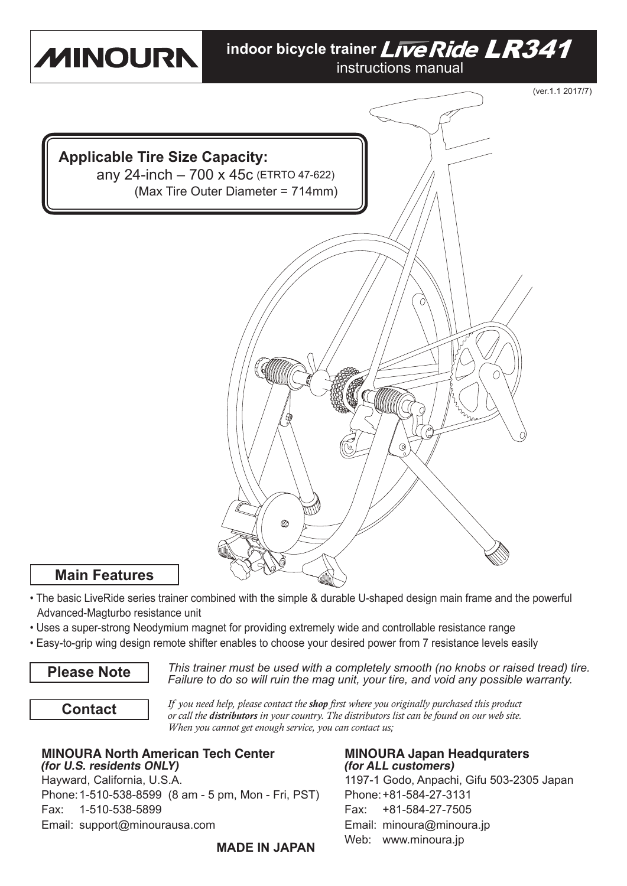# MINOURA

## indoor bicycle trainer LiveRide LR341
instructions manual

(ver.1.1 2017/7)

**Applicable Tire Size Capacity:**
any 24-inch – 700 x 45c (ETRTO 47-622)
(Max Tire Outer Diameter = 714mm)

## Main Features

- The basic LiveRide series trainer combined with the simple & durable U-shaped design main frame and the powerful Advanced-Magturbo resistance unit
- Uses a super-strong Neodymium magnet for providing extremely wide and controllable resistance range
- Easy-to-grip wing design remote shifter enables to choose your desired power from 7 resistance levels easily

**Please Note**

*This trainer must be used with a completely smooth (no knobs or raised tread) tire. Failure to do so will ruin the mag unit, your tire, and void any possible warranty.*

**Contact**

*If you need help, please contact the* ***shop*** *first where you originally purchased this product or call the* ***distributors*** *in your country. The distributors list can be found on our web site. When you cannot get enough service, you can contact us;*

**MINOURA North American Tech Center**
***(for U.S. residents ONLY)***
Hayward, California, U.S.A.
Phone: 1-510-538-8599 (8 am - 5 pm, Mon - Fri, PST)
Fax: 1-510-538-5899
Email: support@minourausa.com

**MINOURA Japan Headqurаters**
***(for ALL customers)***
1197-1 Godo, Anpachi, Gifu 503-2305 Japan
Phone: +81-584-27-3131
Fax: +81-584-27-7505
Email: minoura@minoura.jp
Web: www.minoura.jp

**MADE IN JAPAN**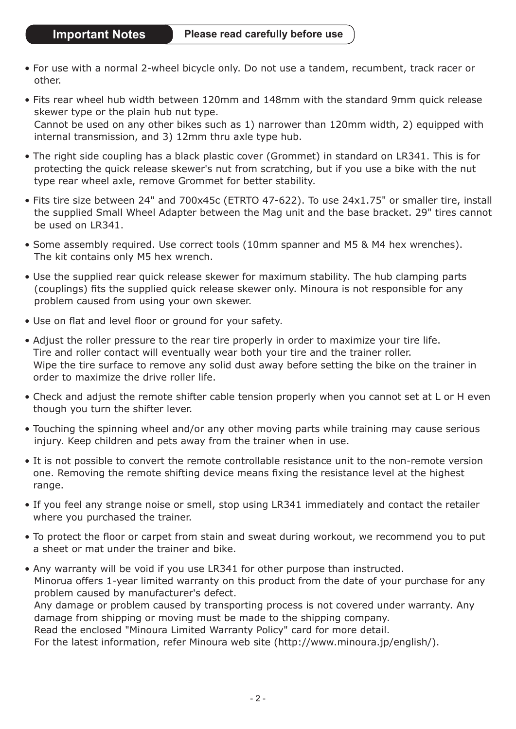## Important Notes

**Please read carefully before use**

- For use with a normal 2-wheel bicycle only. Do not use a tandem, recumbent, track racer or other.
- Fits rear wheel hub width between 120mm and 148mm with the standard 9mm quick release skewer type or the plain hub nut type.
  Cannot be used on any other bikes such as 1) narrower than 120mm width, 2) equipped with internal transmission, and 3) 12mm thru axle type hub.
- The right side coupling has a black plastic cover (Grommet) in standard on LR341. This is for protecting the quick release skewer's nut from scratching, but if you use a bike with the nut type rear wheel axle, remove Grommet for better stability.
- Fits tire size between 24" and 700x45c (ETRTO 47-622). To use 24x1.75" or smaller tire, install the supplied Small Wheel Adapter between the Mag unit and the base bracket. 29" tires cannot be used on LR341.
- Some assembly required. Use correct tools (10mm spanner and M5 & M4 hex wrenches). The kit contains only M5 hex wrench.
- Use the supplied rear quick release skewer for maximum stability. The hub clamping parts (couplings) fits the supplied quick release skewer only. Minoura is not responsible for any problem caused from using your own skewer.
- Use on flat and level floor or ground for your safety.
- Adjust the roller pressure to the rear tire properly in order to maximize your tire life.
  Tire and roller contact will eventually wear both your tire and the trainer roller.
  Wipe the tire surface to remove any solid dust away before setting the bike on the trainer in order to maximize the drive roller life.
- Check and adjust the remote shifter cable tension properly when you cannot set at L or H even though you turn the shifter lever.
- Touching the spinning wheel and/or any other moving parts while training may cause serious injury. Keep children and pets away from the trainer when in use.
- It is not possible to convert the remote controllable resistance unit to the non-remote version one. Removing the remote shifting device means fixing the resistance level at the highest range.
- If you feel any strange noise or smell, stop using LR341 immediately and contact the retailer where you purchased the trainer.
- To protect the floor or carpet from stain and sweat during workout, we recommend you to put a sheet or mat under the trainer and bike.
- Any warranty will be void if you use LR341 for other purpose than instructed.
  Minorua offers 1-year limited warranty on this product from the date of your purchase for any problem caused by manufacturer's defect.
  Any damage or problem caused by transporting process is not covered under warranty. Any damage from shipping or moving must be made to the shipping company.
  Read the enclosed "Minoura Limited Warranty Policy" card for more detail.
  For the latest information, refer Minoura web site (http://www.minoura.jp/english/).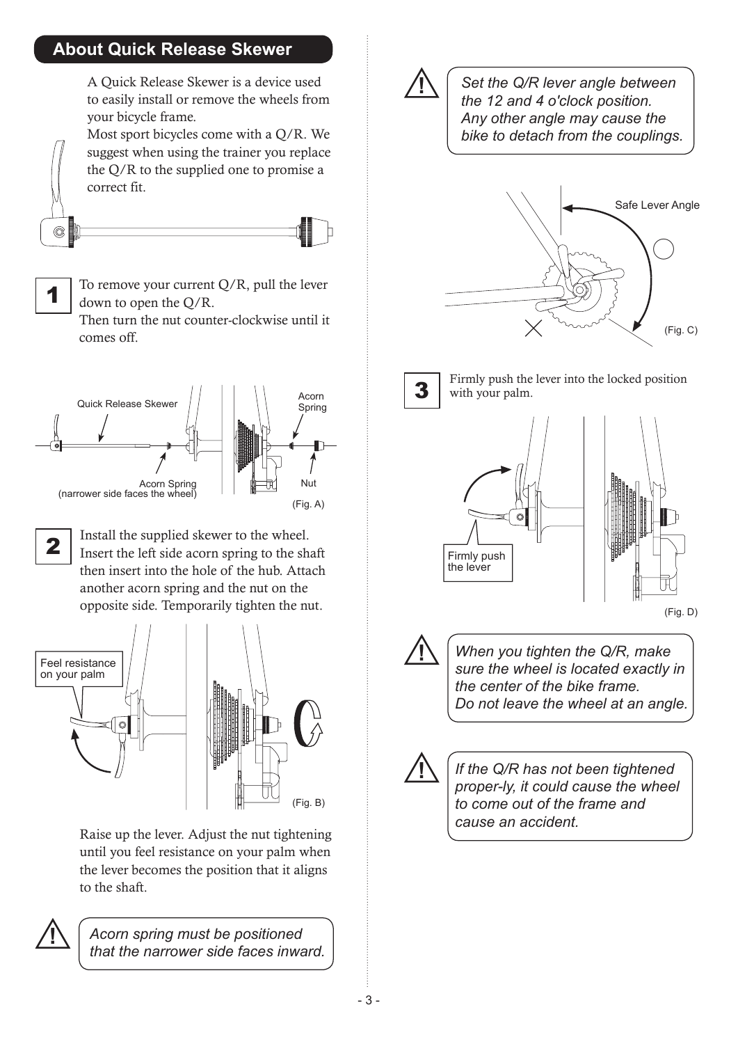## About Quick Release Skewer

A Quick Release Skewer is a device used to easily install or remove the wheels from your bicycle frame.
Most sport bicycles come with a Q/R. We suggest when using the trainer you replace the Q/R to the supplied one to promise a correct fit.

**1** To remove your current Q/R, pull the lever down to open the Q/R.
Then turn the nut counter-clockwise until it comes off.

Quick Release Skewer
Acorn Spring
Acorn Spring (narrower side faces the wheel)
Nut

(Fig. A)

**2** Install the supplied skewer to the wheel. Insert the left side acorn spring to the shaft then insert into the hole of the hub. Attach another acorn spring and the nut on the opposite side. Temporarily tighten the nut.

Feel resistance on your palm

(Fig. B)

Raise up the lever. Adjust the nut tightening until you feel resistance on your palm when the lever becomes the position that it aligns to the shaft.

> ⚠ *Acorn spring must be positioned that the narrower side faces inward.*

> ⚠ *Set the Q/R lever angle between the 12 and 4 o'clock position. Any other angle may cause the bike to detach from the couplings.*

Safe Lever Angle

(Fig. C)

**3** Firmly push the lever into the locked position with your palm.

Firmly push the lever

(Fig. D)

> ⚠ *When you tighten the Q/R, make sure the wheel is located exactly in the center of the bike frame. Do not leave the wheel at an angle.*

> ⚠ *If the Q/R has not been tightened proper-ly, it could cause the wheel to come out of the frame and cause an accident.*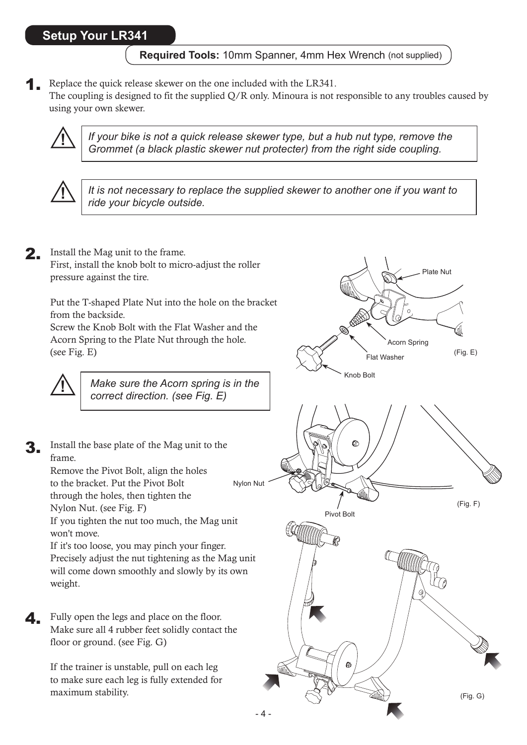## Setup Your LR341

**Required Tools:** 10mm Spanner, 4mm Hex Wrench (not supplied)

**1.** Replace the quick release skewer on the one included with the LR341.
The coupling is designed to fit the supplied Q/R only. Minoura is not responsible to any troubles caused by using your own skewer.

> ⚠ *If your bike is not a quick release skewer type, but a hub nut type, remove the Grommet (a black plastic skewer nut protecter) from the right side coupling.*

> ⚠ *It is not necessary to replace the supplied skewer to another one if you want to ride your bicycle outside.*

**2.** Install the Mag unit to the frame.
First, install the knob bolt to micro-adjust the roller pressure against the tire.

Put the T-shaped Plate Nut into the hole on the bracket from the backside.
Screw the Knob Bolt with the Flat Washer and the Acorn Spring to the Plate Nut through the hole. (see Fig. E)

> ⚠ *Make sure the Acorn spring is in the correct direction. (see Fig. E)*

Plate Nut
Acorn Spring
Flat Washer
Knob Bolt
(Fig. E)

**3.** Install the base plate of the Mag unit to the frame.
Remove the Pivot Bolt, align the holes to the bracket. Put the Pivot Bolt through the holes, then tighten the Nylon Nut. (see Fig. F)
If you tighten the nut too much, the Mag unit won't move.
If it's too loose, you may pinch your finger.
Precisely adjust the nut tightening as the Mag unit will come down smoothly and slowly by its own weight.

Nylon Nut
Pivot Bolt
(Fig. F)

**4.** Fully open the legs and place on the floor.
Make sure all 4 rubber feet solidly contact the floor or ground. (see Fig. G)

If the trainer is unstable, pull on each leg to make sure each leg is fully extended for maximum stability.

(Fig. G)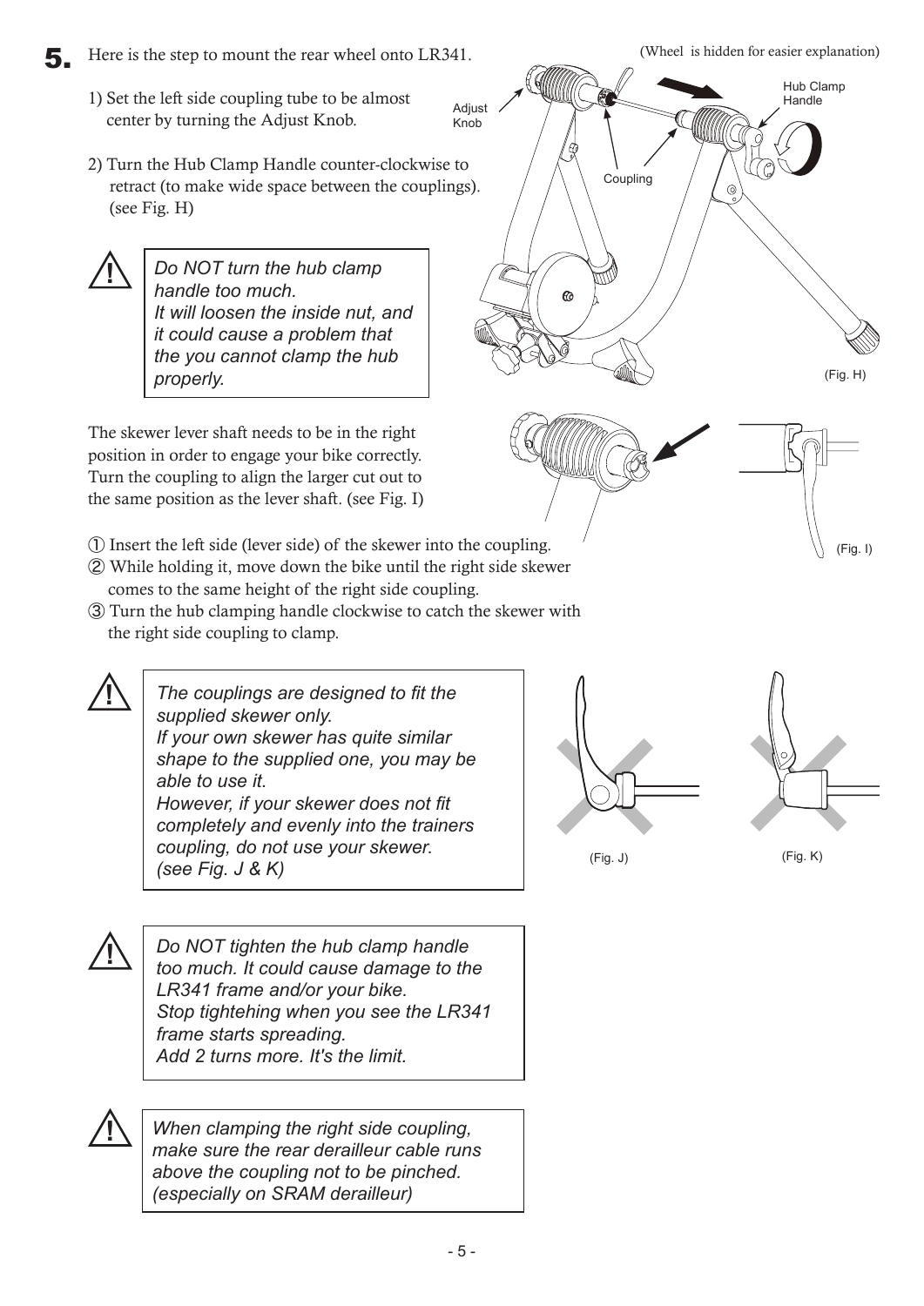**5.** Here is the step to mount the rear wheel onto LR341.

(Wheel is hidden for easier explanation)

1) Set the left side coupling tube to be almost center by turning the Adjust Knob.

2) Turn the Hub Clamp Handle counter-clockwise to retract (to make wide space between the couplings). (see Fig. H)

> ⚠ *Do NOT turn the hub clamp handle too much.*
> *It will loosen the inside nut, and it could cause a problem that the you cannot clamp the hub properly.*

Adjust Knob

Coupling

Hub Clamp Handle

(Fig. H)

The skewer lever shaft needs to be in the right position in order to engage your bike correctly. Turn the coupling to align the larger cut out to the same position as the lever shaft. (see Fig. I)

(Fig. I)

① Insert the left side (lever side) of the skewer into the coupling.
② While holding it, move down the bike until the right side skewer comes to the same height of the right side coupling.
③ Turn the hub clamping handle clockwise to catch the skewer with the right side coupling to clamp.

> ⚠ *The couplings are designed to fit the supplied skewer only.*
> *If your own skewer has quite similar shape to the supplied one, you may be able to use it.*
> *However, if your skewer does not fit completely and evenly into the trainers coupling, do not use your skewer.*
> *(see Fig. J & K)*

(Fig. J)

(Fig. K)

> ⚠ *Do NOT tighten the hub clamp handle too much. It could cause damage to the LR341 frame and/or your bike.*
> *Stop tightehing when you see the LR341 frame starts spreading.*
> *Add 2 turns more. It's the limit.*

> ⚠ *When clamping the right side coupling, make sure the rear derailleur cable runs above the coupling not to be pinched.*
> *(especially on SRAM derailleur)*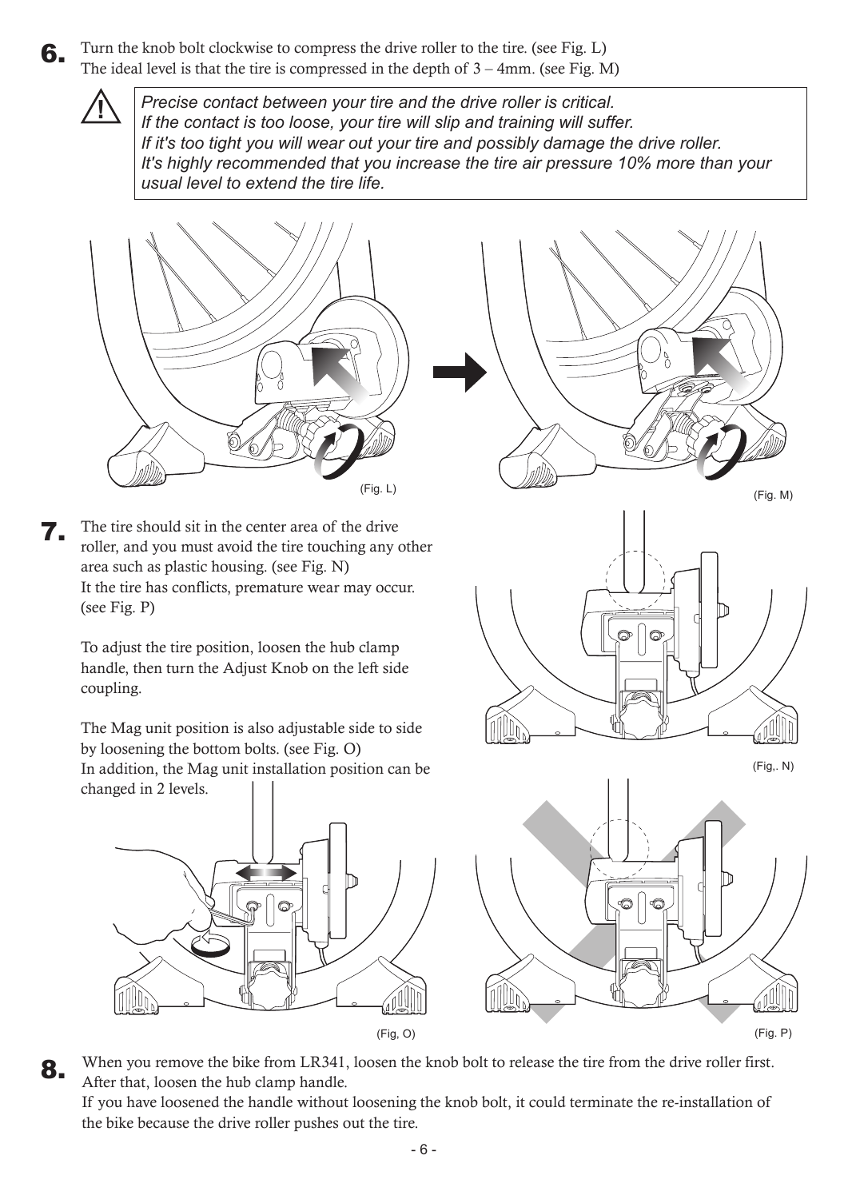**6.** Turn the knob bolt clockwise to compress the drive roller to the tire. (see Fig. L)
The ideal level is that the tire is compressed in the depth of 3 – 4mm. (see Fig. M)

> ⚠ *Precise contact between your tire and the drive roller is critical.*
> *If the contact is too loose, your tire will slip and training will suffer.*
> *If it's too tight you will wear out your tire and possibly damage the drive roller.*
> *It's highly recommended that you increase the tire air pressure 10% more than your usual level to extend the tire life.*

(Fig. L)

(Fig. M)

**7.** The tire should sit in the center area of the drive roller, and you must avoid the tire touching any other area such as plastic housing. (see Fig. N)
It the tire has conflicts, premature wear may occur. (see Fig. P)

To adjust the tire position, loosen the hub clamp handle, then turn the Adjust Knob on the left side coupling.

The Mag unit position is also adjustable side to side by loosening the bottom bolts. (see Fig. O)
In addition, the Mag unit installation position can be changed in 2 levels.

(Fig,. N)

(Fig, O)

(Fig. P)

**8.** When you remove the bike from LR341, loosen the knob bolt to release the tire from the drive roller first. After that, loosen the hub clamp handle.
If you have loosened the handle without loosening the knob bolt, it could terminate the re-installation of the bike because the drive roller pushes out the tire.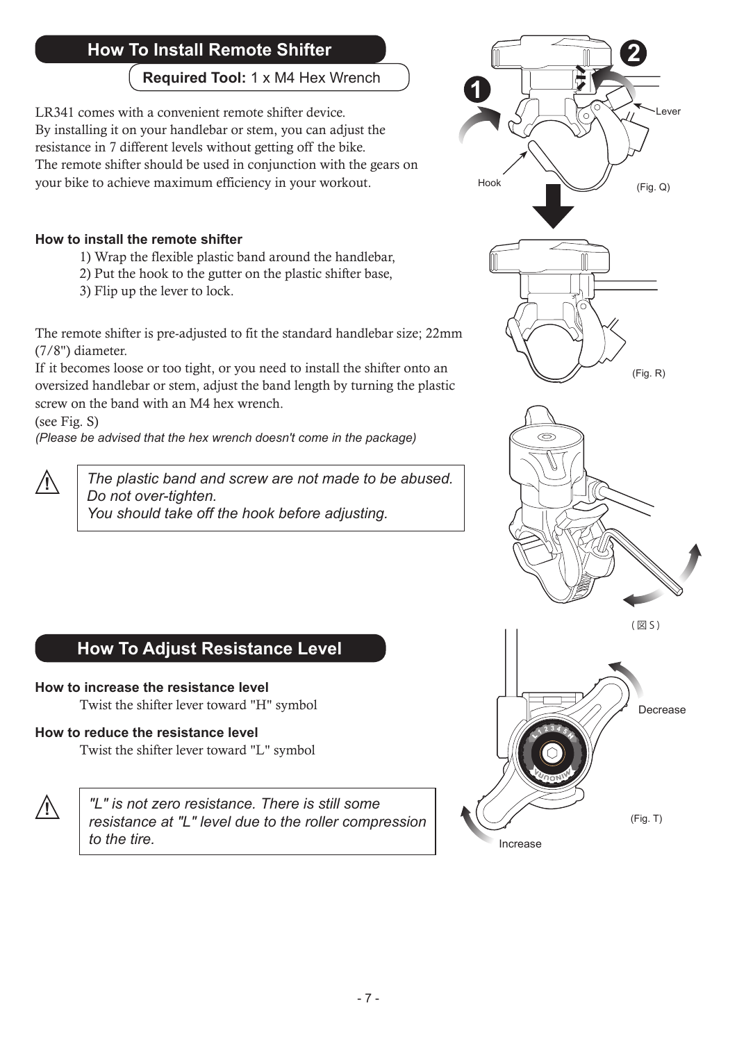## How To Install Remote Shifter

**Required Tool:** 1 x M4 Hex Wrench

LR341 comes with a convenient remote shifter device.
By installing it on your handlebar or stem, you can adjust the resistance in 7 different levels without getting off the bike.
The remote shifter should be used in conjunction with the gears on your bike to achieve maximum efficiency in your workout.

**How to install the remote shifter**

1) Wrap the flexible plastic band around the handlebar,
2) Put the hook to the gutter on the plastic shifter base,
3) Flip up the lever to lock.

The remote shifter is pre-adjusted to fit the standard handlebar size; 22mm (7/8") diameter.
If it becomes loose or too tight, or you need to install the shifter onto an oversized handlebar or stem, adjust the band length by turning the plastic screw on the band with an M4 hex wrench.
(see Fig. S)
*(Please be advised that the hex wrench doesn't come in the package)*

> ⚠ *The plastic band and screw are not made to be abused.*
> *Do not over-tighten.*
> *You should take off the hook before adjusting.*

Hook Lever (Fig. Q)

(Fig. R)

( 図 S )

## How To Adjust Resistance Level

**How to increase the resistance level**

Twist the shifter lever toward "H" symbol

**How to reduce the resistance level**

Twist the shifter lever toward "L" symbol

> ⚠ *"L" is not zero resistance. There is still some resistance at "L" level due to the roller compression to the tire.*

Decrease Increase (Fig. T)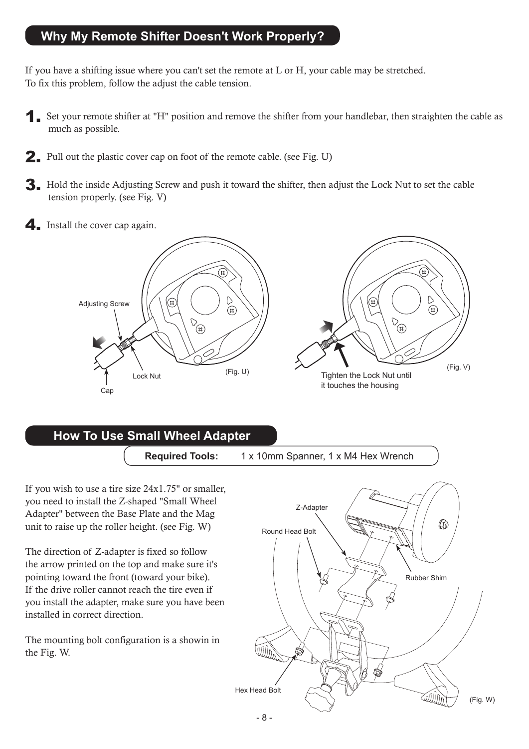## Why My Remote Shifter Doesn't Work Properly?

If you have a shifting issue where you can't set the remote at L or H, your cable may be stretched.
To fix this problem, follow the adjust the cable tension.

1. Set your remote shifter at "H" position and remove the shifter from your handlebar, then straighten the cable as much as possible.
2. Pull out the plastic cover cap on foot of the remote cable. (see Fig. U)
3. Hold the inside Adjusting Screw and push it toward the shifter, then adjust the Lock Nut to set the cable tension properly. (see Fig. V)
4. Install the cover cap again.

Adjusting Screw
Lock Nut
Cap
(Fig. U)

Tighten the Lock Nut until it touches the housing
(Fig. V)

## How To Use Small Wheel Adapter

**Required Tools:** 1 x 10mm Spanner, 1 x M4 Hex Wrench

If you wish to use a tire size 24x1.75" or smaller, you need to install the Z-shaped "Small Wheel Adapter" between the Base Plate and the Mag unit to raise up the roller height. (see Fig. W)

The direction of Z-adapter is fixed so follow the arrow printed on the top and make sure it's pointing toward the front (toward your bike). If the drive roller cannot reach the tire even if you install the adapter, make sure you have been installed in correct direction.

The mounting bolt configuration is a showin in the Fig. W.

Z-Adapter
Round Head Bolt
Rubber Shim
Hex Head Bolt
(Fig. W)